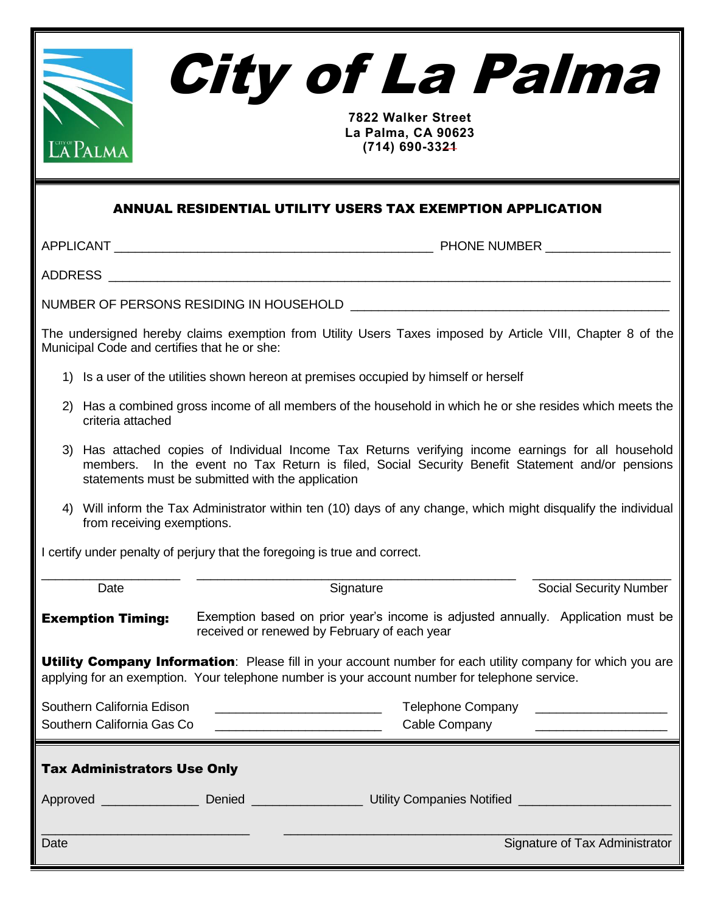# City of La Palma

**7822 Walker Street**
**La Palma, CA 90623**
**(714) 690-3321**

## ANNUAL RESIDENTIAL UTILITY USERS TAX EXEMPTION APPLICATION

APPLICANT _____________________________________________ PHONE NUMBER _________________

ADDRESS ________________________________________________________________________________

NUMBER OF PERSONS RESIDING IN HOUSEHOLD _____________________________________________

The undersigned hereby claims exemption from Utility Users Taxes imposed by Article VIII, Chapter 8 of the Municipal Code and certifies that he or she:

1) Is a user of the utilities shown hereon at premises occupied by himself or herself
2) Has a combined gross income of all members of the household in which he or she resides which meets the criteria attached
3) Has attached copies of Individual Income Tax Returns verifying income earnings for all household members. In the event no Tax Return is filed, Social Security Benefit Statement and/or pensions statements must be submitted with the application
4) Will inform the Tax Administrator within ten (10) days of any change, which might disqualify the individual from receiving exemptions.

I certify under penalty of perjury that the foregoing is true and correct.

____________________ ______________________________________________ ____________________
Date Signature Social Security Number

**Exemption Timing:** Exemption based on prior year's income is adjusted annually. Application must be received or renewed by February of each year

**Utility Company Information**: Please fill in your account number for each utility company for which you are applying for an exemption. Your telephone number is your account number for telephone service.

| | | | |
|---|---|---|---|
| Southern California Edison | ________________________ | Telephone Company | ___________________ |
| Southern California Gas Co | ________________________ | Cable Company | ___________________ |

### Tax Administrators Use Only

Approved ______________ Denied ________________ Utility Companies Notified _____________________

______________________________ _____________________________________________________
Date Signature of Tax Administrator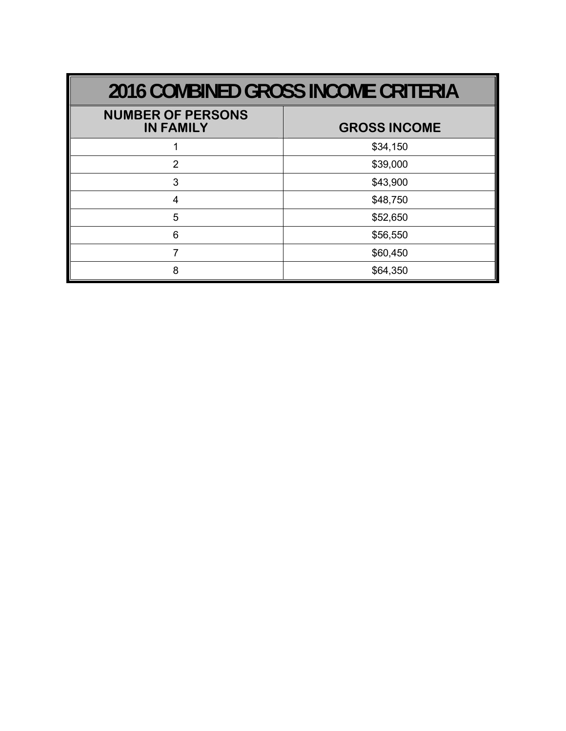| 2016 COMBINED GROSS INCOME CRITERIA | |
|---|---|
| **NUMBER OF PERSONS IN FAMILY** | **GROSS INCOME** |
| 1 | $34,150 |
| 2 | $39,000 |
| 3 | $43,900 |
| 4 | $48,750 |
| 5 | $52,650 |
| 6 | $56,550 |
| 7 | $60,450 |
| 8 | $64,350 |